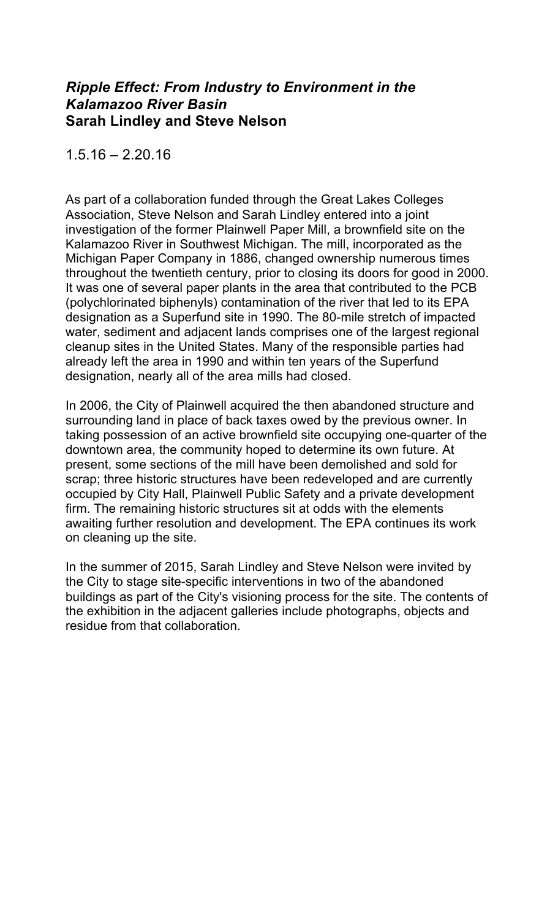## *Ripple Effect: From Industry to Environment in the Kalamazoo River Basin*

**Sarah Lindley and Steve Nelson**

1.5.16 – 2.20.16

As part of a collaboration funded through the Great Lakes Colleges Association, Steve Nelson and Sarah Lindley entered into a joint investigation of the former Plainwell Paper Mill, a brownfield site on the Kalamazoo River in Southwest Michigan. The mill, incorporated as the Michigan Paper Company in 1886, changed ownership numerous times throughout the twentieth century, prior to closing its doors for good in 2000. It was one of several paper plants in the area that contributed to the PCB (polychlorinated biphenyls) contamination of the river that led to its EPA designation as a Superfund site in 1990. The 80-mile stretch of impacted water, sediment and adjacent lands comprises one of the largest regional cleanup sites in the United States. Many of the responsible parties had already left the area in 1990 and within ten years of the Superfund designation, nearly all of the area mills had closed.

In 2006, the City of Plainwell acquired the then abandoned structure and surrounding land in place of back taxes owed by the previous owner. In taking possession of an active brownfield site occupying one-quarter of the downtown area, the community hoped to determine its own future. At present, some sections of the mill have been demolished and sold for scrap; three historic structures have been redeveloped and are currently occupied by City Hall, Plainwell Public Safety and a private development firm. The remaining historic structures sit at odds with the elements awaiting further resolution and development. The EPA continues its work on cleaning up the site.

In the summer of 2015, Sarah Lindley and Steve Nelson were invited by the City to stage site-specific interventions in two of the abandoned buildings as part of the City's visioning process for the site. The contents of the exhibition in the adjacent galleries include photographs, objects and residue from that collaboration.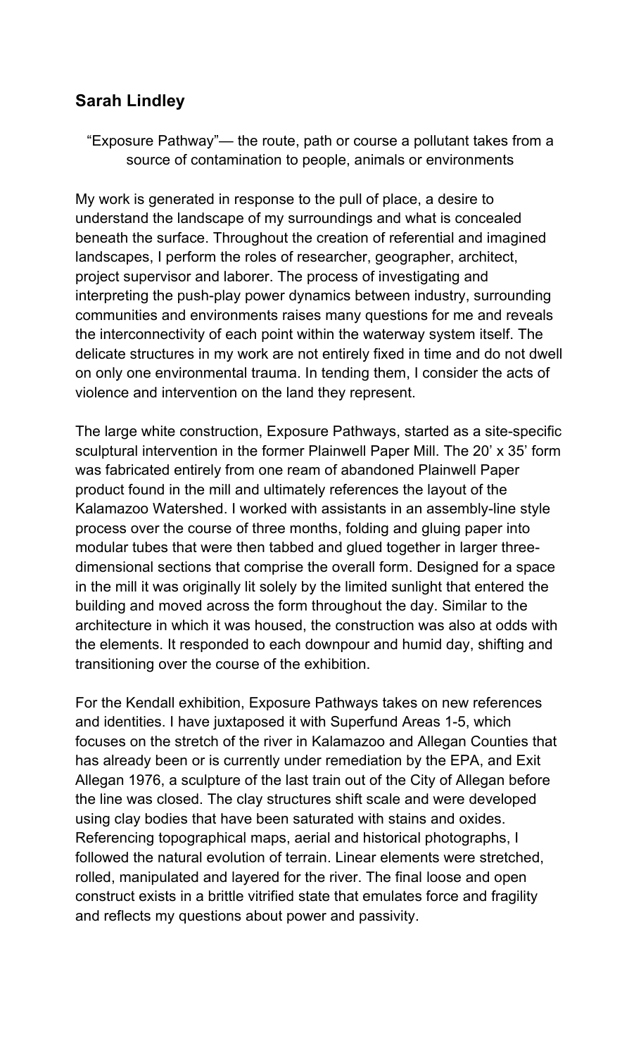## Sarah Lindley

"Exposure Pathway"— the route, path or course a pollutant takes from a source of contamination to people, animals or environments

My work is generated in response to the pull of place, a desire to understand the landscape of my surroundings and what is concealed beneath the surface. Throughout the creation of referential and imagined landscapes, I perform the roles of researcher, geographer, architect, project supervisor and laborer. The process of investigating and interpreting the push-play power dynamics between industry, surrounding communities and environments raises many questions for me and reveals the interconnectivity of each point within the waterway system itself. The delicate structures in my work are not entirely fixed in time and do not dwell on only one environmental trauma. In tending them, I consider the acts of violence and intervention on the land they represent.

The large white construction, Exposure Pathways, started as a site-specific sculptural intervention in the former Plainwell Paper Mill. The 20' x 35' form was fabricated entirely from one ream of abandoned Plainwell Paper product found in the mill and ultimately references the layout of the Kalamazoo Watershed. I worked with assistants in an assembly-line style process over the course of three months, folding and gluing paper into modular tubes that were then tabbed and glued together in larger three-dimensional sections that comprise the overall form. Designed for a space in the mill it was originally lit solely by the limited sunlight that entered the building and moved across the form throughout the day. Similar to the architecture in which it was housed, the construction was also at odds with the elements. It responded to each downpour and humid day, shifting and transitioning over the course of the exhibition.

For the Kendall exhibition, Exposure Pathways takes on new references and identities. I have juxtaposed it with Superfund Areas 1-5, which focuses on the stretch of the river in Kalamazoo and Allegan Counties that has already been or is currently under remediation by the EPA, and Exit Allegan 1976, a sculpture of the last train out of the City of Allegan before the line was closed. The clay structures shift scale and were developed using clay bodies that have been saturated with stains and oxides. Referencing topographical maps, aerial and historical photographs, I followed the natural evolution of terrain. Linear elements were stretched, rolled, manipulated and layered for the river. The final loose and open construct exists in a brittle vitrified state that emulates force and fragility and reflects my questions about power and passivity.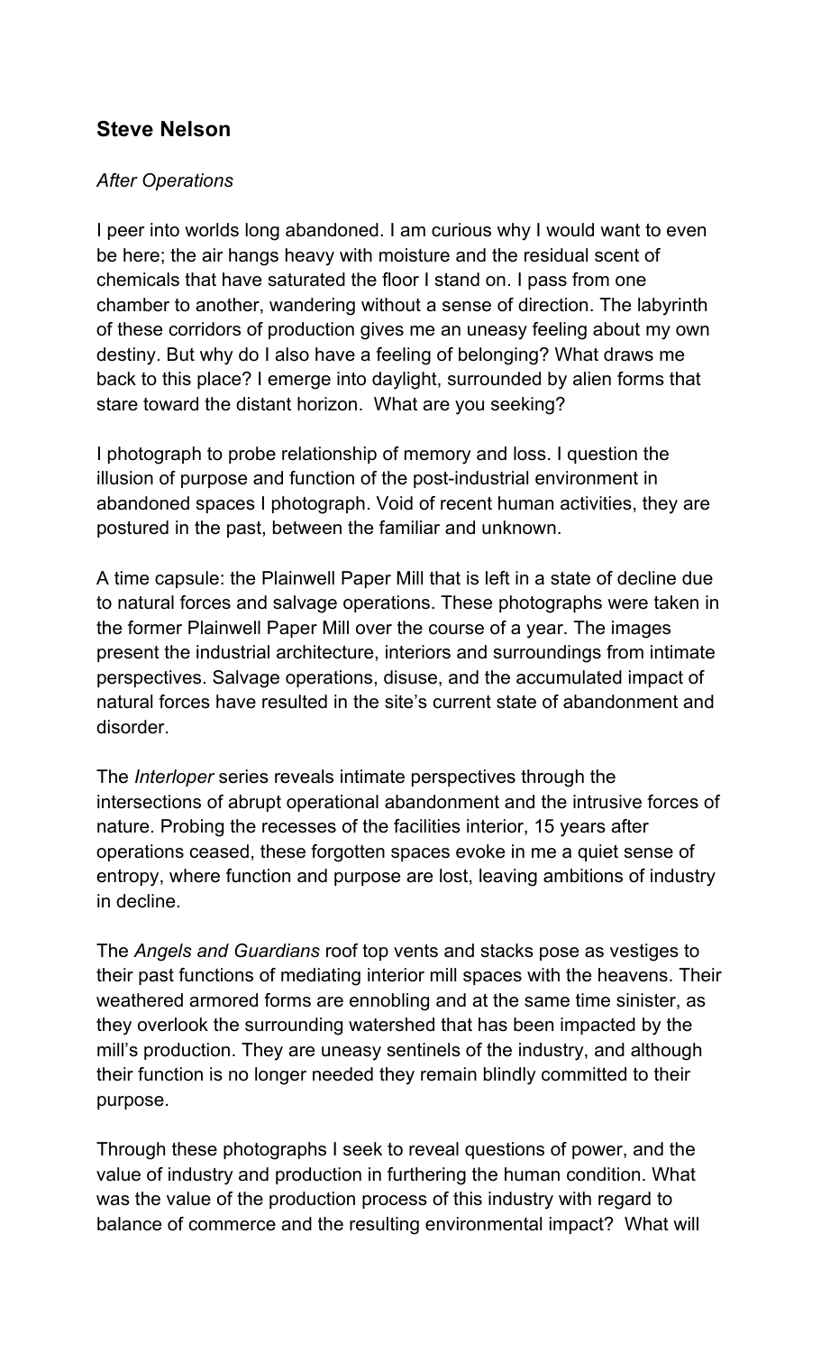## Steve Nelson

*After Operations*

I peer into worlds long abandoned. I am curious why I would want to even be here; the air hangs heavy with moisture and the residual scent of chemicals that have saturated the floor I stand on. I pass from one chamber to another, wandering without a sense of direction. The labyrinth of these corridors of production gives me an uneasy feeling about my own destiny. But why do I also have a feeling of belonging? What draws me back to this place? I emerge into daylight, surrounded by alien forms that stare toward the distant horizon. What are you seeking?

I photograph to probe relationship of memory and loss. I question the illusion of purpose and function of the post-industrial environment in abandoned spaces I photograph. Void of recent human activities, they are postured in the past, between the familiar and unknown.

A time capsule: the Plainwell Paper Mill that is left in a state of decline due to natural forces and salvage operations. These photographs were taken in the former Plainwell Paper Mill over the course of a year. The images present the industrial architecture, interiors and surroundings from intimate perspectives. Salvage operations, disuse, and the accumulated impact of natural forces have resulted in the site's current state of abandonment and disorder.

The *Interloper* series reveals intimate perspectives through the intersections of abrupt operational abandonment and the intrusive forces of nature. Probing the recesses of the facilities interior, 15 years after operations ceased, these forgotten spaces evoke in me a quiet sense of entropy, where function and purpose are lost, leaving ambitions of industry in decline.

The *Angels and Guardians* roof top vents and stacks pose as vestiges to their past functions of mediating interior mill spaces with the heavens. Their weathered armored forms are ennobling and at the same time sinister, as they overlook the surrounding watershed that has been impacted by the mill's production. They are uneasy sentinels of the industry, and although their function is no longer needed they remain blindly committed to their purpose.

Through these photographs I seek to reveal questions of power, and the value of industry and production in furthering the human condition. What was the value of the production process of this industry with regard to balance of commerce and the resulting environmental impact? What will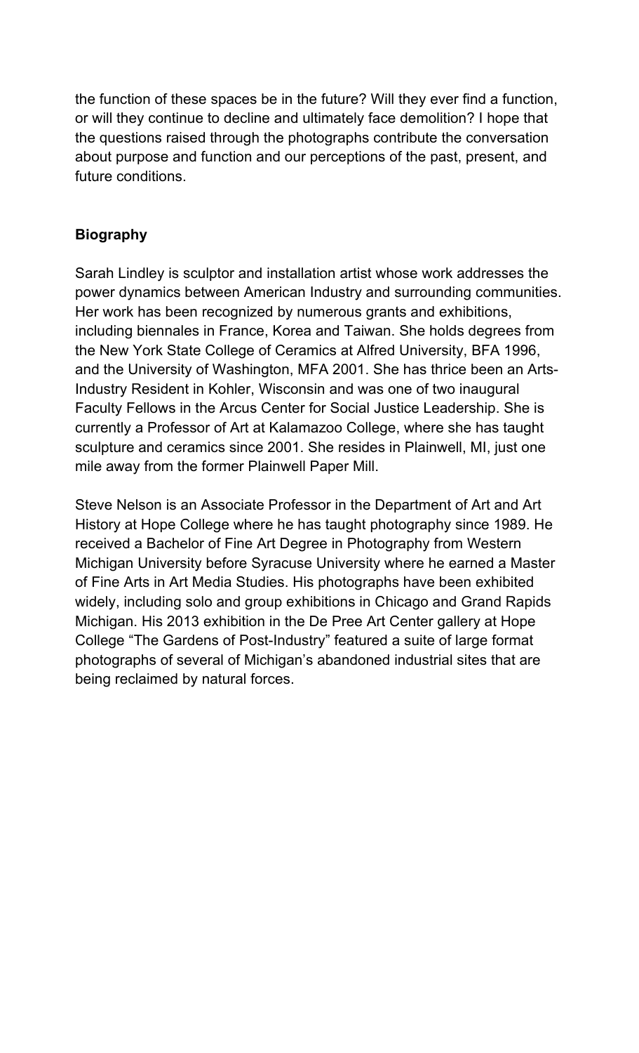the function of these spaces be in the future? Will they ever find a function, or will they continue to decline and ultimately face demolition? I hope that the questions raised through the photographs contribute the conversation about purpose and function and our perceptions of the past, present, and future conditions.

**Biography**

Sarah Lindley is sculptor and installation artist whose work addresses the power dynamics between American Industry and surrounding communities. Her work has been recognized by numerous grants and exhibitions, including biennales in France, Korea and Taiwan. She holds degrees from the New York State College of Ceramics at Alfred University, BFA 1996, and the University of Washington, MFA 2001. She has thrice been an Arts-Industry Resident in Kohler, Wisconsin and was one of two inaugural Faculty Fellows in the Arcus Center for Social Justice Leadership. She is currently a Professor of Art at Kalamazoo College, where she has taught sculpture and ceramics since 2001. She resides in Plainwell, MI, just one mile away from the former Plainwell Paper Mill.

Steve Nelson is an Associate Professor in the Department of Art and Art History at Hope College where he has taught photography since 1989. He received a Bachelor of Fine Art Degree in Photography from Western Michigan University before Syracuse University where he earned a Master of Fine Arts in Art Media Studies. His photographs have been exhibited widely, including solo and group exhibitions in Chicago and Grand Rapids Michigan. His 2013 exhibition in the De Pree Art Center gallery at Hope College "The Gardens of Post-Industry" featured a suite of large format photographs of several of Michigan's abandoned industrial sites that are being reclaimed by natural forces.